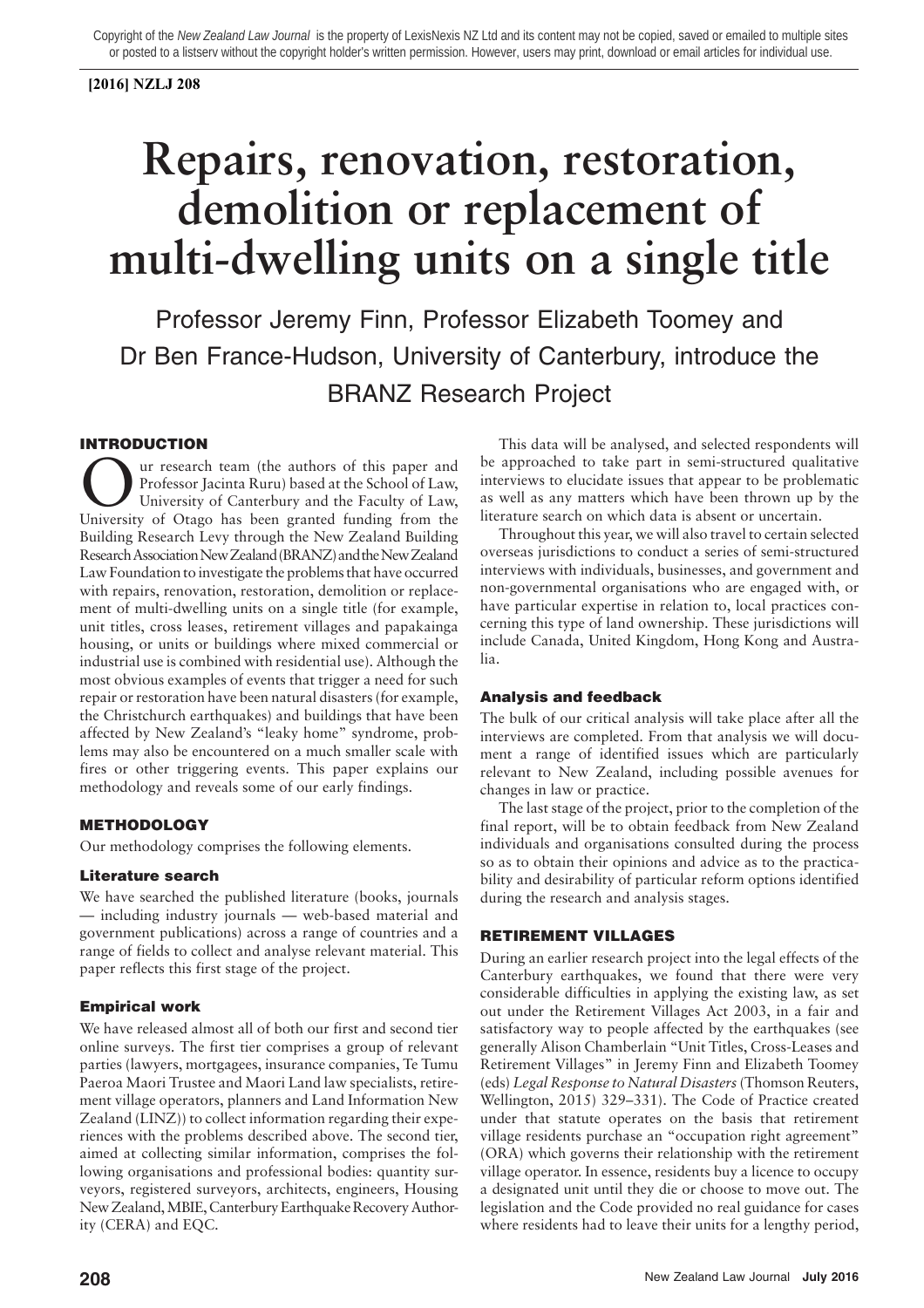# Repairs, renovation, restoration, demolition or replacement of multi-dwelling units on a single title

Professor Jeremy Finn, Professor Elizabeth Toomey and Dr Ben France-Hudson, University of Canterbury, introduce the BRANZ Research Project

## INTRODUCTION

Our research team (the authors of this paper and Professor Jacinta Ruru) based at the School of Law, University of Canterbury and the Faculty of Law, University of Otago has been granted funding from the Building Research Levy through the New Zealand Building Research Association New Zealand (BRANZ) and the New Zealand Law Foundation to investigate the problems that have occurred with repairs, renovation, restoration, demolition or replacement of multi-dwelling units on a single title (for example, unit titles, cross leases, retirement villages and papakainga housing, or units or buildings where mixed commercial or industrial use is combined with residential use). Although the most obvious examples of events that trigger a need for such repair or restoration have been natural disasters (for example, the Christchurch earthquakes) and buildings that have been affected by New Zealand's "leaky home" syndrome, problems may also be encountered on a much smaller scale with fires or other triggering events. This paper explains our methodology and reveals some of our early findings.

## METHODOLOGY

Our methodology comprises the following elements.

### Literature search

We have searched the published literature (books, journals — including industry journals — web-based material and government publications) across a range of countries and a range of fields to collect and analyse relevant material. This paper reflects this first stage of the project.

### Empirical work

We have released almost all of both our first and second tier online surveys. The first tier comprises a group of relevant parties (lawyers, mortgagees, insurance companies, Te Tumu Paeroa Maori Trustee and Maori Land law specialists, retirement village operators, planners and Land Information New Zealand (LINZ)) to collect information regarding their experiences with the problems described above. The second tier, aimed at collecting similar information, comprises the following organisations and professional bodies: quantity surveyors, registered surveyors, architects, engineers, Housing New Zealand, MBIE, Canterbury Earthquake Recovery Authority (CERA) and EQC.

This data will be analysed, and selected respondents will be approached to take part in semi-structured qualitative interviews to elucidate issues that appear to be problematic as well as any matters which have been thrown up by the literature search on which data is absent or uncertain.

Throughout this year, we will also travel to certain selected overseas jurisdictions to conduct a series of semi-structured interviews with individuals, businesses, and government and non-governmental organisations who are engaged with, or have particular expertise in relation to, local practices concerning this type of land ownership. These jurisdictions will include Canada, United Kingdom, Hong Kong and Australia.

### Analysis and feedback

The bulk of our critical analysis will take place after all the interviews are completed. From that analysis we will document a range of identified issues which are particularly relevant to New Zealand, including possible avenues for changes in law or practice.

The last stage of the project, prior to the completion of the final report, will be to obtain feedback from New Zealand individuals and organisations consulted during the process so as to obtain their opinions and advice as to the practicability and desirability of particular reform options identified during the research and analysis stages.

## RETIREMENT VILLAGES

During an earlier research project into the legal effects of the Canterbury earthquakes, we found that there were very considerable difficulties in applying the existing law, as set out under the Retirement Villages Act 2003, in a fair and satisfactory way to people affected by the earthquakes (see generally Alison Chamberlain "Unit Titles, Cross-Leases and Retirement Villages" in Jeremy Finn and Elizabeth Toomey (eds) *Legal Response to Natural Disasters* (Thomson Reuters, Wellington, 2015) 329–331). The Code of Practice created under that statute operates on the basis that retirement village residents purchase an "occupation right agreement" (ORA) which governs their relationship with the retirement village operator. In essence, residents buy a licence to occupy a designated unit until they die or choose to move out. The legislation and the Code provided no real guidance for cases where residents had to leave their units for a lengthy period,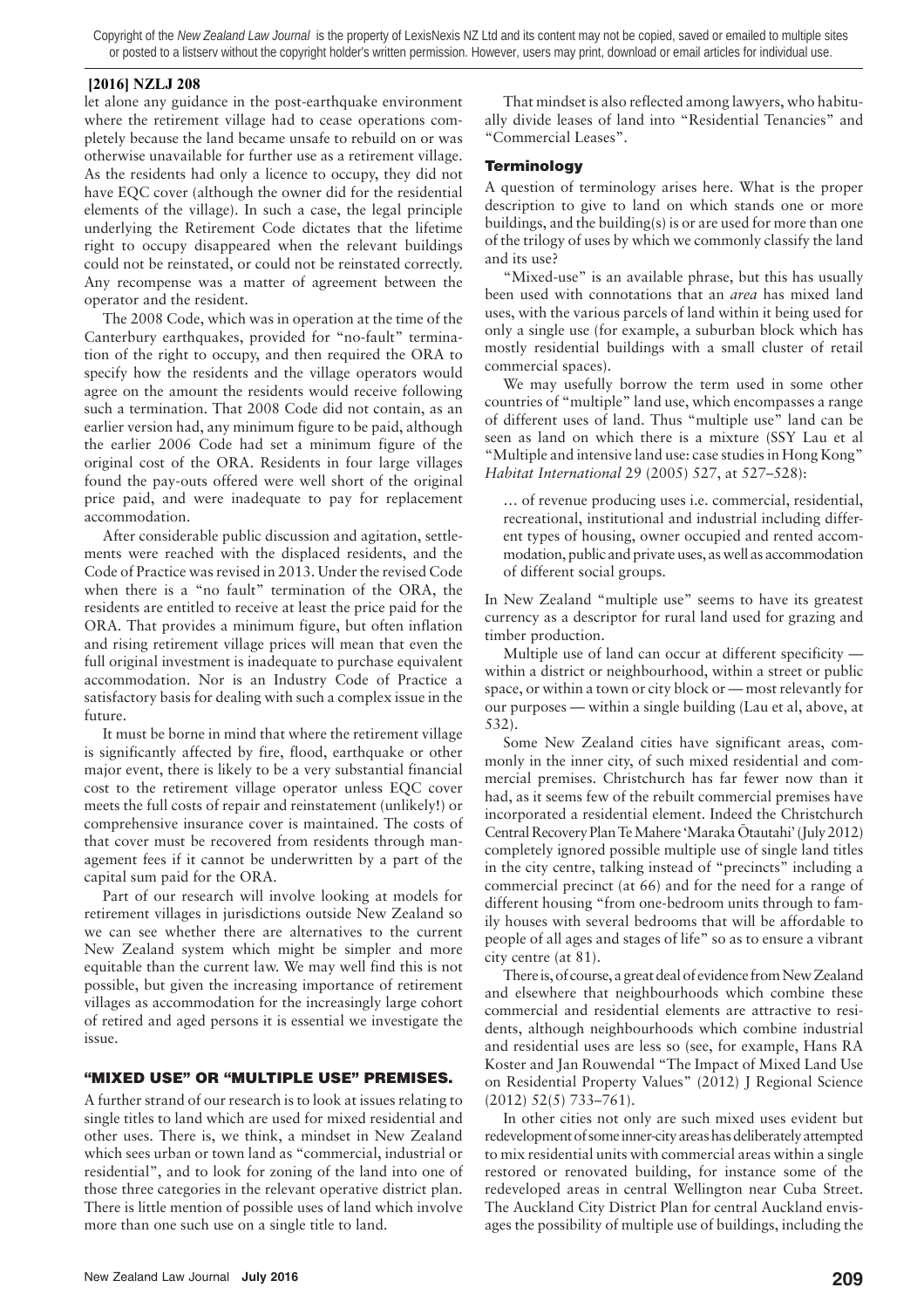let alone any guidance in the post-earthquake environment where the retirement village had to cease operations completely because the land became unsafe to rebuild on or was otherwise unavailable for further use as a retirement village. As the residents had only a licence to occupy, they did not have EQC cover (although the owner did for the residential elements of the village). In such a case, the legal principle underlying the Retirement Code dictates that the lifetime right to occupy disappeared when the relevant buildings could not be reinstated, or could not be reinstated correctly. Any recompense was a matter of agreement between the operator and the resident.

The 2008 Code, which was in operation at the time of the Canterbury earthquakes, provided for "no-fault" termination of the right to occupy, and then required the ORA to specify how the residents and the village operators would agree on the amount the residents would receive following such a termination. That 2008 Code did not contain, as an earlier version had, any minimum figure to be paid, although the earlier 2006 Code had set a minimum figure of the original cost of the ORA. Residents in four large villages found the pay-outs offered were well short of the original price paid, and were inadequate to pay for replacement accommodation.

After considerable public discussion and agitation, settlements were reached with the displaced residents, and the Code of Practice was revised in 2013. Under the revised Code when there is a "no fault" termination of the ORA, the residents are entitled to receive at least the price paid for the ORA. That provides a minimum figure, but often inflation and rising retirement village prices will mean that even the full original investment is inadequate to purchase equivalent accommodation. Nor is an Industry Code of Practice a satisfactory basis for dealing with such a complex issue in the future.

It must be borne in mind that where the retirement village is significantly affected by fire, flood, earthquake or other major event, there is likely to be a very substantial financial cost to the retirement village operator unless EQC cover meets the full costs of repair and reinstatement (unlikely!) or comprehensive insurance cover is maintained. The costs of that cover must be recovered from residents through management fees if it cannot be underwritten by a part of the capital sum paid for the ORA.

Part of our research will involve looking at models for retirement villages in jurisdictions outside New Zealand so we can see whether there are alternatives to the current New Zealand system which might be simpler and more equitable than the current law. We may well find this is not possible, but given the increasing importance of retirement villages as accommodation for the increasingly large cohort of retired and aged persons it is essential we investigate the issue.

## "MIXED USE" OR "MULTIPLE USE" PREMISES.

A further strand of our research is to look at issues relating to single titles to land which are used for mixed residential and other uses. There is, we think, a mindset in New Zealand which sees urban or town land as "commercial, industrial or residential", and to look for zoning of the land into one of those three categories in the relevant operative district plan. There is little mention of possible uses of land which involve more than one such use on a single title to land.

That mindset is also reflected among lawyers, who habitually divide leases of land into "Residential Tenancies" and "Commercial Leases".

### Terminology

A question of terminology arises here. What is the proper description to give to land on which stands one or more buildings, and the building(s) is or are used for more than one of the trilogy of uses by which we commonly classify the land and its use?

"Mixed-use" is an available phrase, but this has usually been used with connotations that an *area* has mixed land uses, with the various parcels of land within it being used for only a single use (for example, a suburban block which has mostly residential buildings with a small cluster of retail commercial spaces).

We may usefully borrow the term used in some other countries of "multiple" land use, which encompasses a range of different uses of land. Thus "multiple use" land can be seen as land on which there is a mixture (SSY Lau et al "Multiple and intensive land use: case studies in Hong Kong" *Habitat International* 29 (2005) 527, at 527–528):

> … of revenue producing uses i.e. commercial, residential, recreational, institutional and industrial including different types of housing, owner occupied and rented accommodation, public and private uses, as well as accommodation of different social groups.

In New Zealand "multiple use" seems to have its greatest currency as a descriptor for rural land used for grazing and timber production.

Multiple use of land can occur at different specificity — within a district or neighbourhood, within a street or public space, or within a town or city block or — most relevantly for our purposes — within a single building (Lau et al, above, at 532).

Some New Zealand cities have significant areas, commonly in the inner city, of such mixed residential and commercial premises. Christchurch has far fewer now than it had, as it seems few of the rebuilt commercial premises have incorporated a residential element. Indeed the Christchurch Central Recovery Plan Te Mahere 'Maraka Ōtautahi' (July 2012) completely ignored possible multiple use of single land titles in the city centre, talking instead of "precincts" including a commercial precinct (at 66) and for the need for a range of different housing "from one-bedroom units through to family houses with several bedrooms that will be affordable to people of all ages and stages of life" so as to ensure a vibrant city centre (at 81).

There is, of course, a great deal of evidence from New Zealand and elsewhere that neighbourhoods which combine these commercial and residential elements are attractive to residents, although neighbourhoods which combine industrial and residential uses are less so (see, for example, Hans RA Koster and Jan Rouwendal "The Impact of Mixed Land Use on Residential Property Values" (2012) J Regional Science (2012) 52(5) 733–761).

In other cities not only are such mixed uses evident but redevelopment of some inner-city areas has deliberately attempted to mix residential units with commercial areas within a single restored or renovated building, for instance some of the redeveloped areas in central Wellington near Cuba Street. The Auckland City District Plan for central Auckland envisages the possibility of multiple use of buildings, including the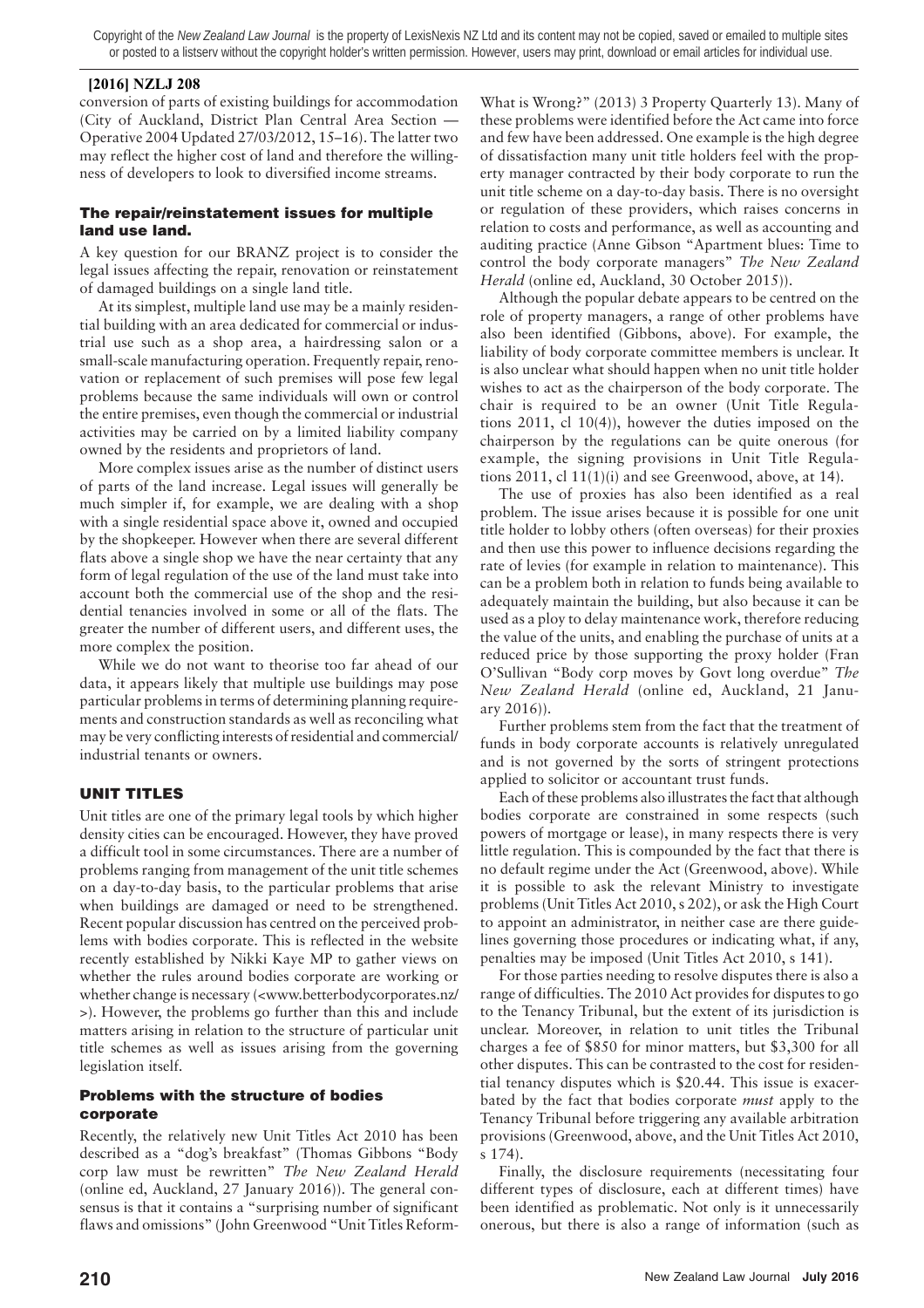conversion of parts of existing buildings for accommodation (City of Auckland, District Plan Central Area Section — Operative 2004 Updated 27/03/2012, 15–16). The latter two may reflect the higher cost of land and therefore the willingness of developers to look to diversified income streams.

### The repair/reinstatement issues for multiple land use land.

A key question for our BRANZ project is to consider the legal issues affecting the repair, renovation or reinstatement of damaged buildings on a single land title.

At its simplest, multiple land use may be a mainly residential building with an area dedicated for commercial or industrial use such as a shop area, a hairdressing salon or a small-scale manufacturing operation. Frequently repair, renovation or replacement of such premises will pose few legal problems because the same individuals will own or control the entire premises, even though the commercial or industrial activities may be carried on by a limited liability company owned by the residents and proprietors of land.

More complex issues arise as the number of distinct users of parts of the land increase. Legal issues will generally be much simpler if, for example, we are dealing with a shop with a single residential space above it, owned and occupied by the shopkeeper. However when there are several different flats above a single shop we have the near certainty that any form of legal regulation of the use of the land must take into account both the commercial use of the shop and the residential tenancies involved in some or all of the flats. The greater the number of different users, and different uses, the more complex the position.

While we do not want to theorise too far ahead of our data, it appears likely that multiple use buildings may pose particular problems in terms of determining planning requirements and construction standards as well as reconciling what may be very conflicting interests of residential and commercial/industrial tenants or owners.

## UNIT TITLES

Unit titles are one of the primary legal tools by which higher density cities can be encouraged. However, they have proved a difficult tool in some circumstances. There are a number of problems ranging from management of the unit title schemes on a day-to-day basis, to the particular problems that arise when buildings are damaged or need to be strengthened. Recent popular discussion has centred on the perceived problems with bodies corporate. This is reflected in the website recently established by Nikki Kaye MP to gather views on whether the rules around bodies corporate are working or whether change is necessary (<www.betterbodycorporates.nz/>). However, the problems go further than this and include matters arising in relation to the structure of particular unit title schemes as well as issues arising from the governing legislation itself.

### Problems with the structure of bodies corporate

Recently, the relatively new Unit Titles Act 2010 has been described as a "dog's breakfast" (Thomas Gibbons "Body corp law must be rewritten" *The New Zealand Herald* (online ed, Auckland, 27 January 2016)). The general consensus is that it contains a "surprising number of significant flaws and omissions" (John Greenwood "Unit Titles Reform-What is Wrong?" (2013) 3 Property Quarterly 13). Many of these problems were identified before the Act came into force and few have been addressed. One example is the high degree of dissatisfaction many unit title holders feel with the property manager contracted by their body corporate to run the unit title scheme on a day-to-day basis. There is no oversight or regulation of these providers, which raises concerns in relation to costs and performance, as well as accounting and auditing practice (Anne Gibson "Apartment blues: Time to control the body corporate managers" *The New Zealand Herald* (online ed, Auckland, 30 October 2015)).

Although the popular debate appears to be centred on the role of property managers, a range of other problems have also been identified (Gibbons, above). For example, the liability of body corporate committee members is unclear. It is also unclear what should happen when no unit title holder wishes to act as the chairperson of the body corporate. The chair is required to be an owner (Unit Title Regulations 2011, cl 10(4)), however the duties imposed on the chairperson by the regulations can be quite onerous (for example, the signing provisions in Unit Title Regulations 2011, cl 11(1)(i) and see Greenwood, above, at 14).

The use of proxies has also been identified as a real problem. The issue arises because it is possible for one unit title holder to lobby others (often overseas) for their proxies and then use this power to influence decisions regarding the rate of levies (for example in relation to maintenance). This can be a problem both in relation to funds being available to adequately maintain the building, but also because it can be used as a ploy to delay maintenance work, therefore reducing the value of the units, and enabling the purchase of units at a reduced price by those supporting the proxy holder (Fran O'Sullivan "Body corp moves by Govt long overdue" *The New Zealand Herald* (online ed, Auckland, 21 January 2016)).

Further problems stem from the fact that the treatment of funds in body corporate accounts is relatively unregulated and is not governed by the sorts of stringent protections applied to solicitor or accountant trust funds.

Each of these problems also illustrates the fact that although bodies corporate are constrained in some respects (such powers of mortgage or lease), in many respects there is very little regulation. This is compounded by the fact that there is no default regime under the Act (Greenwood, above). While it is possible to ask the relevant Ministry to investigate problems (Unit Titles Act 2010, s 202), or ask the High Court to appoint an administrator, in neither case are there guidelines governing those procedures or indicating what, if any, penalties may be imposed (Unit Titles Act 2010, s 141).

For those parties needing to resolve disputes there is also a range of difficulties. The 2010 Act provides for disputes to go to the Tenancy Tribunal, but the extent of its jurisdiction is unclear. Moreover, in relation to unit titles the Tribunal charges a fee of $850 for minor matters, but $3,300 for all other disputes. This can be contrasted to the cost for residential tenancy disputes which is $20.44. This issue is exacerbated by the fact that bodies corporate *must* apply to the Tenancy Tribunal before triggering any available arbitration provisions (Greenwood, above, and the Unit Titles Act 2010, s 174).

Finally, the disclosure requirements (necessitating four different types of disclosure, each at different times) have been identified as problematic. Not only is it unnecessarily onerous, but there is also a range of information (such as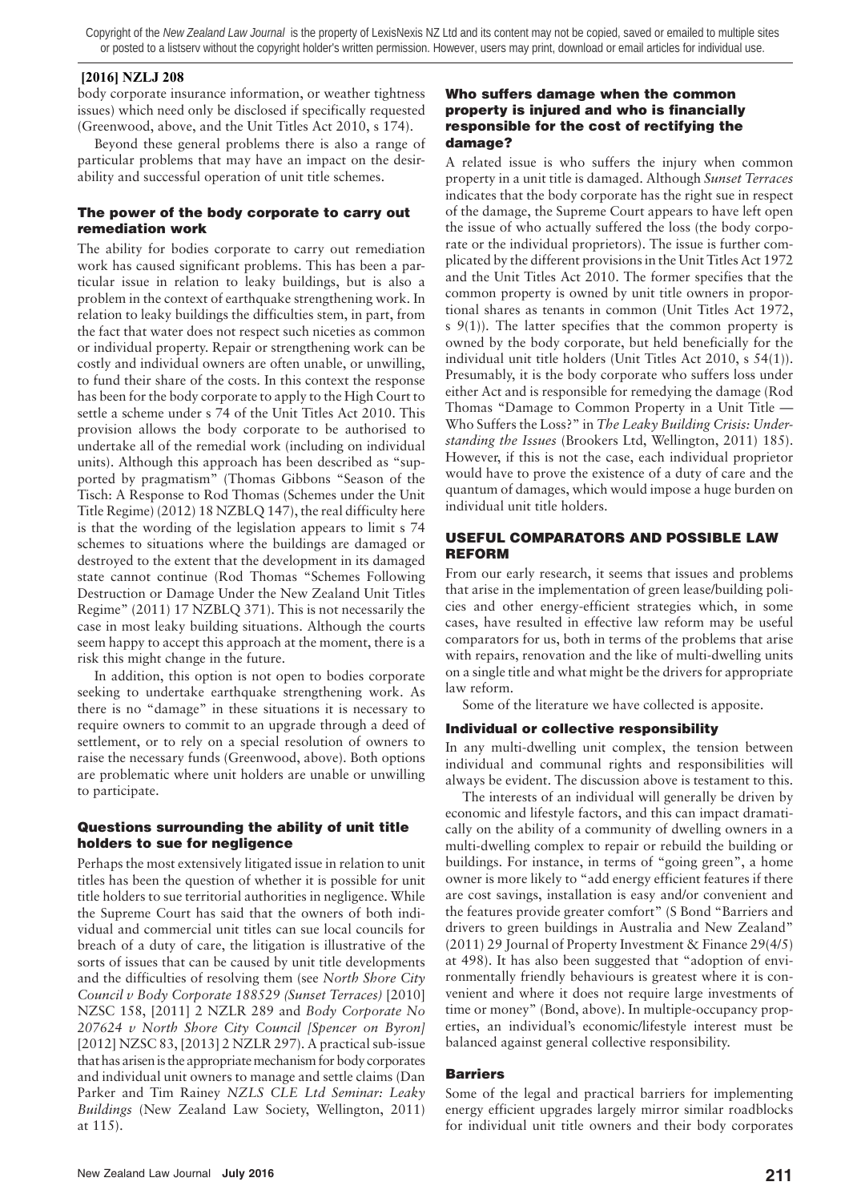body corporate insurance information, or weather tightness issues) which need only be disclosed if specifically requested (Greenwood, above, and the Unit Titles Act 2010, s 174).

Beyond these general problems there is also a range of particular problems that may have an impact on the desirability and successful operation of unit title schemes.

### The power of the body corporate to carry out remediation work

The ability for bodies corporate to carry out remediation work has caused significant problems. This has been a particular issue in relation to leaky buildings, but is also a problem in the context of earthquake strengthening work. In relation to leaky buildings the difficulties stem, in part, from the fact that water does not respect such niceties as common or individual property. Repair or strengthening work can be costly and individual owners are often unable, or unwilling, to fund their share of the costs. In this context the response has been for the body corporate to apply to the High Court to settle a scheme under s 74 of the Unit Titles Act 2010. This provision allows the body corporate to be authorised to undertake all of the remedial work (including on individual units). Although this approach has been described as "supported by pragmatism" (Thomas Gibbons "Season of the Tisch: A Response to Rod Thomas (Schemes under the Unit Title Regime) (2012) 18 NZBLQ 147), the real difficulty here is that the wording of the legislation appears to limit s 74 schemes to situations where the buildings are damaged or destroyed to the extent that the development in its damaged state cannot continue (Rod Thomas "Schemes Following Destruction or Damage Under the New Zealand Unit Titles Regime" (2011) 17 NZBLQ 371). This is not necessarily the case in most leaky building situations. Although the courts seem happy to accept this approach at the moment, there is a risk this might change in the future.

In addition, this option is not open to bodies corporate seeking to undertake earthquake strengthening work. As there is no "damage" in these situations it is necessary to require owners to commit to an upgrade through a deed of settlement, or to rely on a special resolution of owners to raise the necessary funds (Greenwood, above). Both options are problematic where unit holders are unable or unwilling to participate.

### Questions surrounding the ability of unit title holders to sue for negligence

Perhaps the most extensively litigated issue in relation to unit titles has been the question of whether it is possible for unit title holders to sue territorial authorities in negligence. While the Supreme Court has said that the owners of both individual and commercial unit titles can sue local councils for breach of a duty of care, the litigation is illustrative of the sorts of issues that can be caused by unit title developments and the difficulties of resolving them (see *North Shore City Council v Body Corporate 188529 (Sunset Terraces)* [2010] NZSC 158, [2011] 2 NZLR 289 and *Body Corporate No 207624 v North Shore City Council [Spencer on Byron]* [2012] NZSC 83, [2013] 2 NZLR 297). A practical sub-issue that has arisen is the appropriate mechanism for body corporates and individual unit owners to manage and settle claims (Dan Parker and Tim Rainey *NZLS CLE Ltd Seminar: Leaky Buildings* (New Zealand Law Society, Wellington, 2011) at 115).

### Who suffers damage when the common property is injured and who is financially responsible for the cost of rectifying the damage?

A related issue is who suffers the injury when common property in a unit title is damaged. Although *Sunset Terraces* indicates that the body corporate has the right sue in respect of the damage, the Supreme Court appears to have left open the issue of who actually suffered the loss (the body corporate or the individual proprietors). The issue is further complicated by the different provisions in the Unit Titles Act 1972 and the Unit Titles Act 2010. The former specifies that the common property is owned by unit title owners in proportional shares as tenants in common (Unit Titles Act 1972, s 9(1)). The latter specifies that the common property is owned by the body corporate, but held beneficially for the individual unit title holders (Unit Titles Act 2010, s 54(1)). Presumably, it is the body corporate who suffers loss under either Act and is responsible for remedying the damage (Rod Thomas "Damage to Common Property in a Unit Title — Who Suffers the Loss?" in *The Leaky Building Crisis: Understanding the Issues* (Brookers Ltd, Wellington, 2011) 185). However, if this is not the case, each individual proprietor would have to prove the existence of a duty of care and the quantum of damages, which would impose a huge burden on individual unit title holders.

## USEFUL COMPARATORS AND POSSIBLE LAW REFORM

From our early research, it seems that issues and problems that arise in the implementation of green lease/building policies and other energy-efficient strategies which, in some cases, have resulted in effective law reform may be useful comparators for us, both in terms of the problems that arise with repairs, renovation and the like of multi-dwelling units on a single title and what might be the drivers for appropriate law reform.

Some of the literature we have collected is apposite.

### Individual or collective responsibility

In any multi-dwelling unit complex, the tension between individual and communal rights and responsibilities will always be evident. The discussion above is testament to this.

The interests of an individual will generally be driven by economic and lifestyle factors, and this can impact dramatically on the ability of a community of dwelling owners in a multi-dwelling complex to repair or rebuild the building or buildings. For instance, in terms of "going green", a home owner is more likely to "add energy efficient features if there are cost savings, installation is easy and/or convenient and the features provide greater comfort" (S Bond "Barriers and drivers to green buildings in Australia and New Zealand" (2011) 29 Journal of Property Investment & Finance 29(4/5) at 498). It has also been suggested that "adoption of environmentally friendly behaviours is greatest where it is convenient and where it does not require large investments of time or money" (Bond, above). In multiple-occupancy properties, an individual's economic/lifestyle interest must be balanced against general collective responsibility.

### Barriers

Some of the legal and practical barriers for implementing energy efficient upgrades largely mirror similar roadblocks for individual unit title owners and their body corporates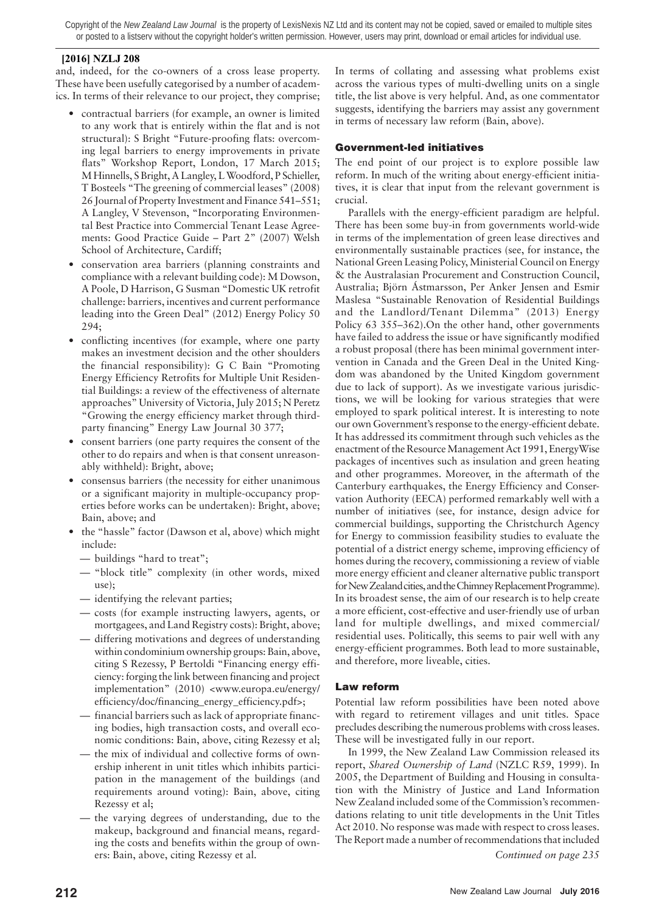and, indeed, for the co-owners of a cross lease property. These have been usefully categorised by a number of academics. In terms of their relevance to our project, they comprise;

- contractual barriers (for example, an owner is limited to any work that is entirely within the flat and is not structural): S Bright "Future-proofing flats: overcoming legal barriers to energy improvements in private flats" Workshop Report, London, 17 March 2015; M Hinnells, S Bright, A Langley, L Woodford, P Schieller, T Bosteels "The greening of commercial leases" (2008) 26 Journal of Property Investment and Finance 541–551; A Langley, V Stevenson, "Incorporating Environmental Best Practice into Commercial Tenant Lease Agreements: Good Practice Guide – Part 2" (2007) Welsh School of Architecture, Cardiff;
- conservation area barriers (planning constraints and compliance with a relevant building code): M Dowson, A Poole, D Harrison, G Susman "Domestic UK retrofit challenge: barriers, incentives and current performance leading into the Green Deal" (2012) Energy Policy 50 294;
- conflicting incentives (for example, where one party makes an investment decision and the other shoulders the financial responsibility): G C Bain "Promoting Energy Efficiency Retrofits for Multiple Unit Residential Buildings: a review of the effectiveness of alternate approaches" University of Victoria, July 2015; N Peretz "Growing the energy efficiency market through third-party financing" Energy Law Journal 30 377;
- consent barriers (one party requires the consent of the other to do repairs and when is that consent unreasonably withheld): Bright, above;
- consensus barriers (the necessity for either unanimous or a significant majority in multiple-occupancy properties before works can be undertaken): Bright, above; Bain, above; and
- the "hassle" factor (Dawson et al, above) which might include:
  - buildings "hard to treat";
  - "block title" complexity (in other words, mixed use);
  - identifying the relevant parties;
  - costs (for example instructing lawyers, agents, or mortgagees, and Land Registry costs): Bright, above;
  - differing motivations and degrees of understanding within condominium ownership groups: Bain, above, citing S Rezessy, P Bertoldi "Financing energy efficiency: forging the link between financing and project implementation" (2010) <www.europa.eu/energy/efficiency/doc/financing_energy_efficiency.pdf>;
  - financial barriers such as lack of appropriate financing bodies, high transaction costs, and overall economic conditions: Bain, above, citing Rezessy et al;
  - the mix of individual and collective forms of ownership inherent in unit titles which inhibits participation in the management of the buildings (and requirements around voting): Bain, above, citing Rezessy et al;
  - the varying degrees of understanding, due to the makeup, background and financial means, regarding the costs and benefits within the group of owners: Bain, above, citing Rezessy et al.

In terms of collating and assessing what problems exist across the various types of multi-dwelling units on a single title, the list above is very helpful. And, as one commentator suggests, identifying the barriers may assist any government in terms of necessary law reform (Bain, above).

## Government-led initiatives

The end point of our project is to explore possible law reform. In much of the writing about energy-efficient initiatives, it is clear that input from the relevant government is crucial.

Parallels with the energy-efficient paradigm are helpful. There has been some buy-in from governments world-wide in terms of the implementation of green lease directives and environmentally sustainable practices (see, for instance, the National Green Leasing Policy, Ministerial Council on Energy & the Australasian Procurement and Construction Council, Australia; Björn Ástmarsson, Per Anker Jensen and Esmir Maslesa "Sustainable Renovation of Residential Buildings and the Landlord/Tenant Dilemma" (2013) Energy Policy 63 355–362).On the other hand, other governments have failed to address the issue or have significantly modified a robust proposal (there has been minimal government intervention in Canada and the Green Deal in the United Kingdom was abandoned by the United Kingdom government due to lack of support). As we investigate various jurisdictions, we will be looking for various strategies that were employed to spark political interest. It is interesting to note our own Government's response to the energy-efficient debate. It has addressed its commitment through such vehicles as the enactment of the Resource Management Act 1991, EnergyWise packages of incentives such as insulation and green heating and other programmes. Moreover, in the aftermath of the Canterbury earthquakes, the Energy Efficiency and Conservation Authority (EECA) performed remarkably well with a number of initiatives (see, for instance, design advice for commercial buildings, supporting the Christchurch Agency for Energy to commission feasibility studies to evaluate the potential of a district energy scheme, improving efficiency of homes during the recovery, commissioning a review of viable more energy efficient and cleaner alternative public transport for New Zealand cities, and the Chimney Replacement Programme). In its broadest sense, the aim of our research is to help create a more efficient, cost-effective and user-friendly use of urban land for multiple dwellings, and mixed commercial/residential uses. Politically, this seems to pair well with any energy-efficient programmes. Both lead to more sustainable, and therefore, more liveable, cities.

## Law reform

Potential law reform possibilities have been noted above with regard to retirement villages and unit titles. Space precludes describing the numerous problems with cross leases. These will be investigated fully in our report.

In 1999, the New Zealand Law Commission released its report, *Shared Ownership of Land* (NZLC R59, 1999). In 2005, the Department of Building and Housing in consultation with the Ministry of Justice and Land Information New Zealand included some of the Commission's recommendations relating to unit title developments in the Unit Titles Act 2010. No response was made with respect to cross leases. The Report made a number of recommendations that included

*Continued on page 235*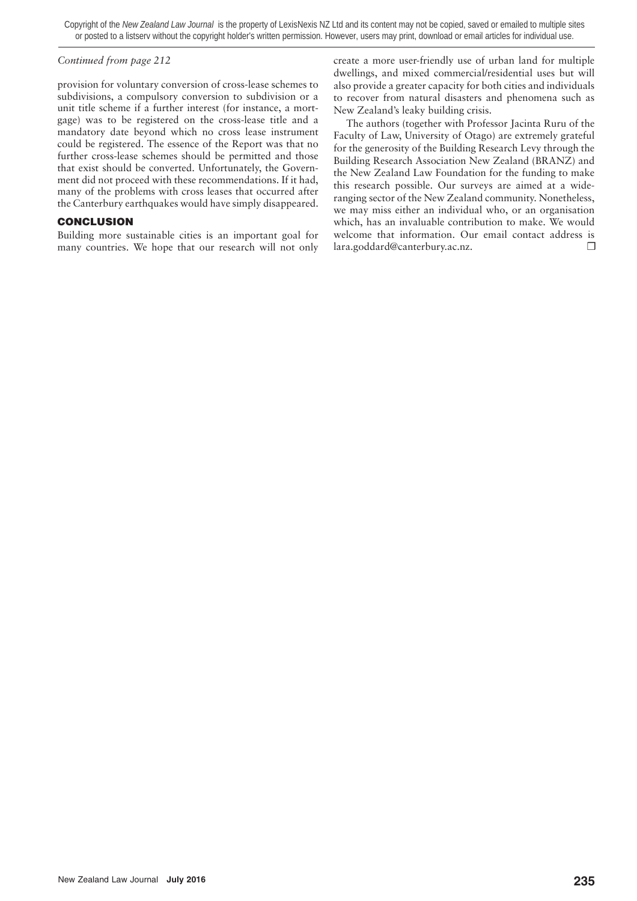*Continued from page 212*

provision for voluntary conversion of cross-lease schemes to subdivisions, a compulsory conversion to subdivision or a unit title scheme if a further interest (for instance, a mortgage) was to be registered on the cross-lease title and a mandatory date beyond which no cross lease instrument could be registered. The essence of the Report was that no further cross-lease schemes should be permitted and those that exist should be converted. Unfortunately, the Government did not proceed with these recommendations. If it had, many of the problems with cross leases that occurred after the Canterbury earthquakes would have simply disappeared.

## CONCLUSION

Building more sustainable cities is an important goal for many countries. We hope that our research will not only create a more user-friendly use of urban land for multiple dwellings, and mixed commercial/residential uses but will also provide a greater capacity for both cities and individuals to recover from natural disasters and phenomena such as New Zealand's leaky building crisis.

The authors (together with Professor Jacinta Ruru of the Faculty of Law, University of Otago) are extremely grateful for the generosity of the Building Research Levy through the Building Research Association New Zealand (BRANZ) and the New Zealand Law Foundation for the funding to make this research possible. Our surveys are aimed at a wide-ranging sector of the New Zealand community. Nonetheless, we may miss either an individual who, or an organisation which, has an invaluable contribution to make. We would welcome that information. Our email contact address is lara.goddard@canterbury.ac.nz. ❒